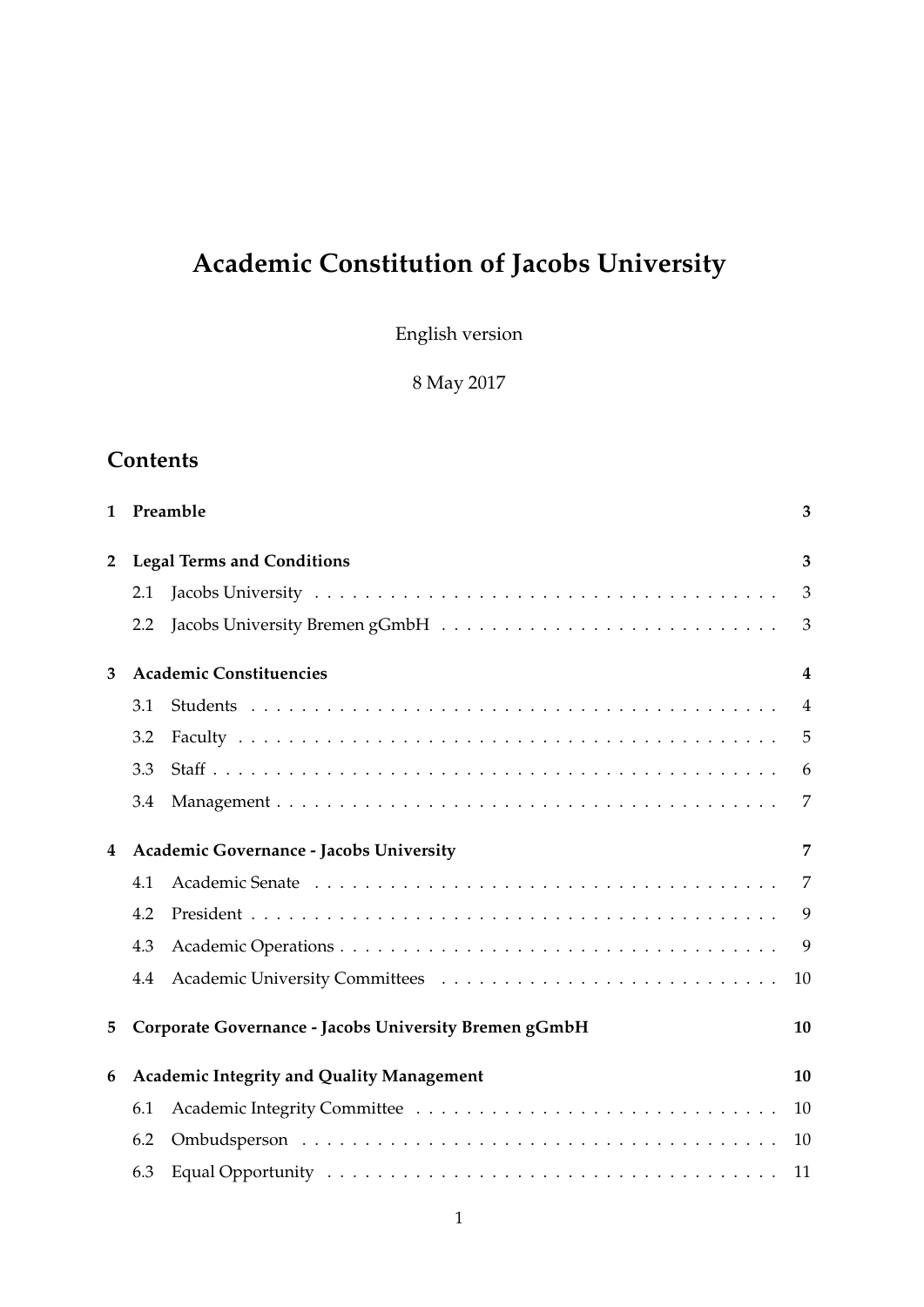# Academic Constitution of Jacobs University

English version

8 May 2017

## Contents

**1 Preamble** **3**

**2 Legal Terms and Conditions** **3**

- 2.1 Jacobs University . . . . . 3
- 2.2 Jacobs University Bremen gGmbH . . . . . 3

**3 Academic Constituencies** **4**

- 3.1 Students . . . . . 4
- 3.2 Faculty . . . . . 5
- 3.3 Staff . . . . . 6
- 3.4 Management . . . . . 7

**4 Academic Governance - Jacobs University** **7**

- 4.1 Academic Senate . . . . . 7
- 4.2 President . . . . . 9
- 4.3 Academic Operations . . . . . 9
- 4.4 Academic University Committees . . . . . 10

**5 Corporate Governance - Jacobs University Bremen gGmbH** **10**

**6 Academic Integrity and Quality Management** **10**

- 6.1 Academic Integrity Committee . . . . . 10
- 6.2 Ombudsperson . . . . . 10
- 6.3 Equal Opportunity . . . . . 11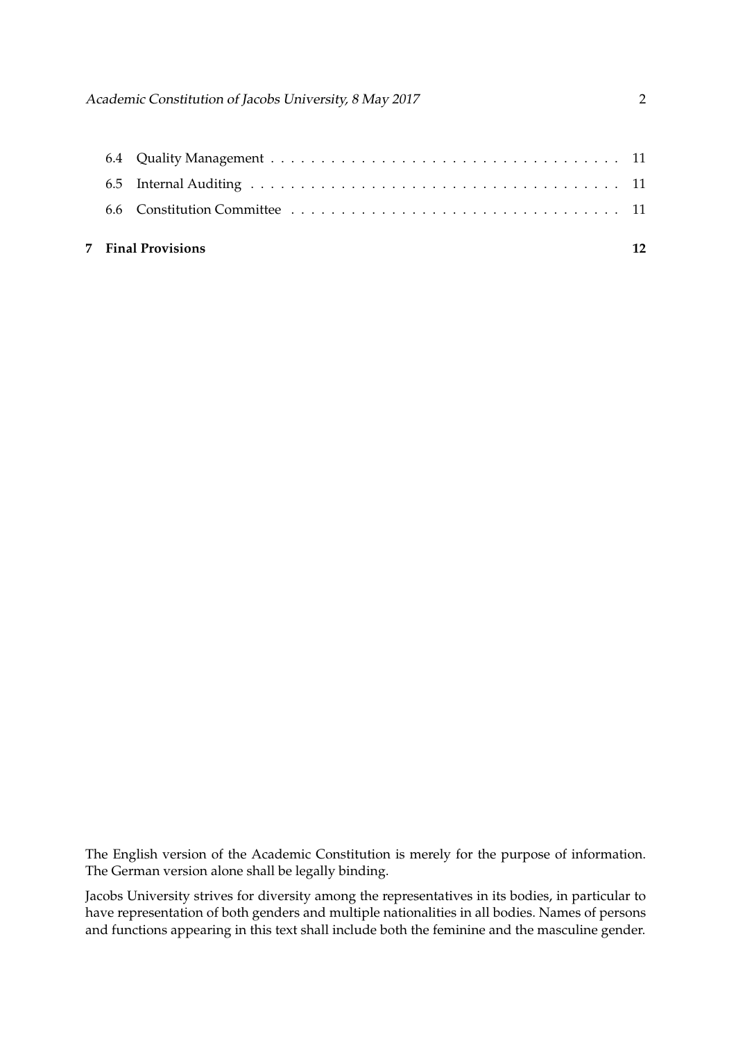6.4 Quality Management . . . . . . . . . . . . . . . . . . . . . . . . . . . . . . . . . . 11

6.5 Internal Auditing . . . . . . . . . . . . . . . . . . . . . . . . . . . . . . . . . . . . 11

6.6 Constitution Committee . . . . . . . . . . . . . . . . . . . . . . . . . . . . . . . . 11

**7 Final Provisions** **12**

The English version of the Academic Constitution is merely for the purpose of information. The German version alone shall be legally binding.

Jacobs University strives for diversity among the representatives in its bodies, in particular to have representation of both genders and multiple nationalities in all bodies. Names of persons and functions appearing in this text shall include both the feminine and the masculine gender.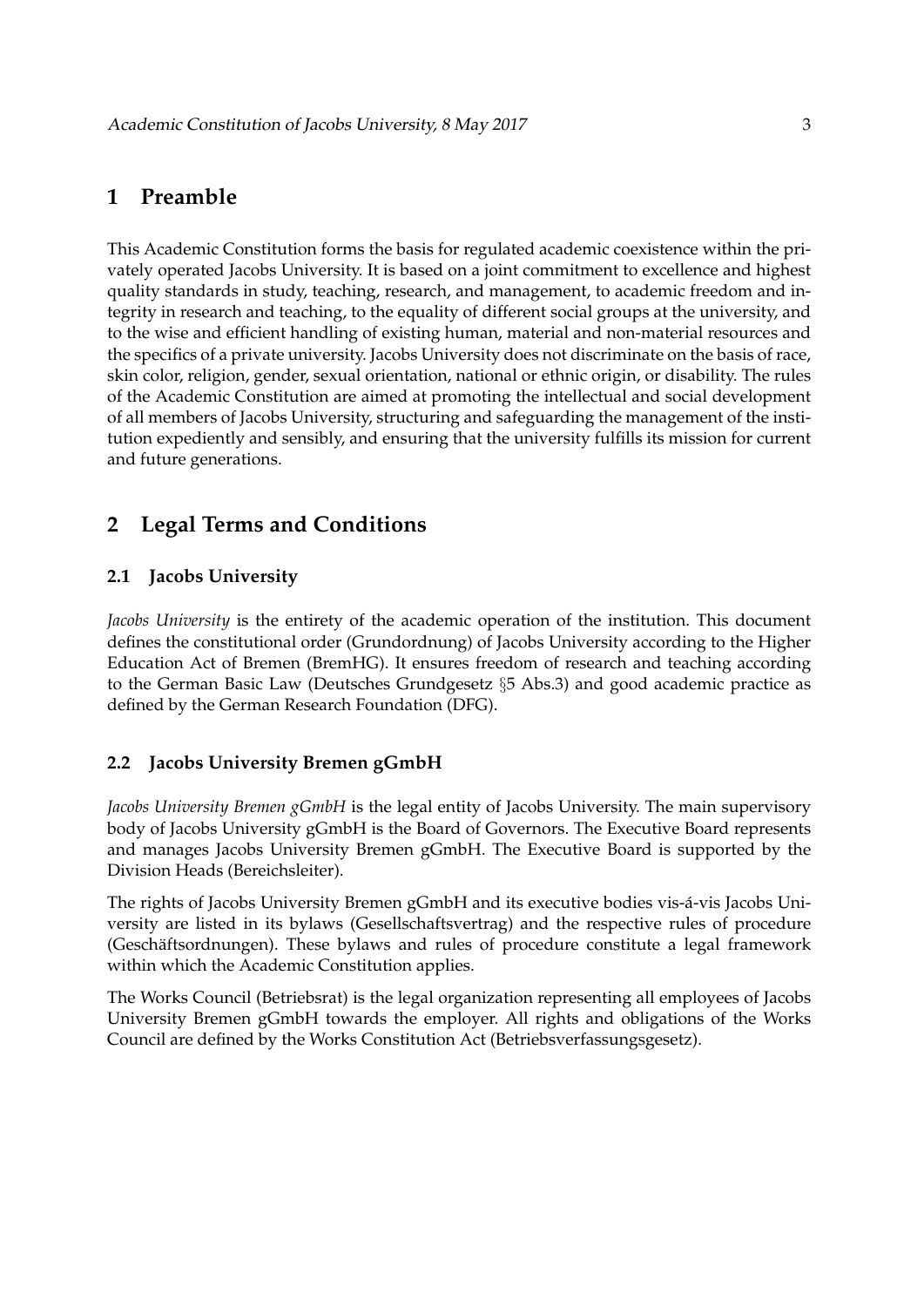# 1 Preamble

This Academic Constitution forms the basis for regulated academic coexistence within the privately operated Jacobs University. It is based on a joint commitment to excellence and highest quality standards in study, teaching, research, and management, to academic freedom and integrity in research and teaching, to the equality of different social groups at the university, and to the wise and efficient handling of existing human, material and non-material resources and the specifics of a private university. Jacobs University does not discriminate on the basis of race, skin color, religion, gender, sexual orientation, national or ethnic origin, or disability. The rules of the Academic Constitution are aimed at promoting the intellectual and social development of all members of Jacobs University, structuring and safeguarding the management of the institution expediently and sensibly, and ensuring that the university fulfills its mission for current and future generations.

# 2 Legal Terms and Conditions

## 2.1 Jacobs University

*Jacobs University* is the entirety of the academic operation of the institution. This document defines the constitutional order (Grundordnung) of Jacobs University according to the Higher Education Act of Bremen (BremHG). It ensures freedom of research and teaching according to the German Basic Law (Deutsches Grundgesetz §5 Abs.3) and good academic practice as defined by the German Research Foundation (DFG).

## 2.2 Jacobs University Bremen gGmbH

*Jacobs University Bremen gGmbH* is the legal entity of Jacobs University. The main supervisory body of Jacobs University gGmbH is the Board of Governors. The Executive Board represents and manages Jacobs University Bremen gGmbH. The Executive Board is supported by the Division Heads (Bereichsleiter).

The rights of Jacobs University Bremen gGmbH and its executive bodies vis-á-vis Jacobs University are listed in its bylaws (Gesellschaftsvertrag) and the respective rules of procedure (Geschäftsordnungen). These bylaws and rules of procedure constitute a legal framework within which the Academic Constitution applies.

The Works Council (Betriebsrat) is the legal organization representing all employees of Jacobs University Bremen gGmbH towards the employer. All rights and obligations of the Works Council are defined by the Works Constitution Act (Betriebsverfassungsgesetz).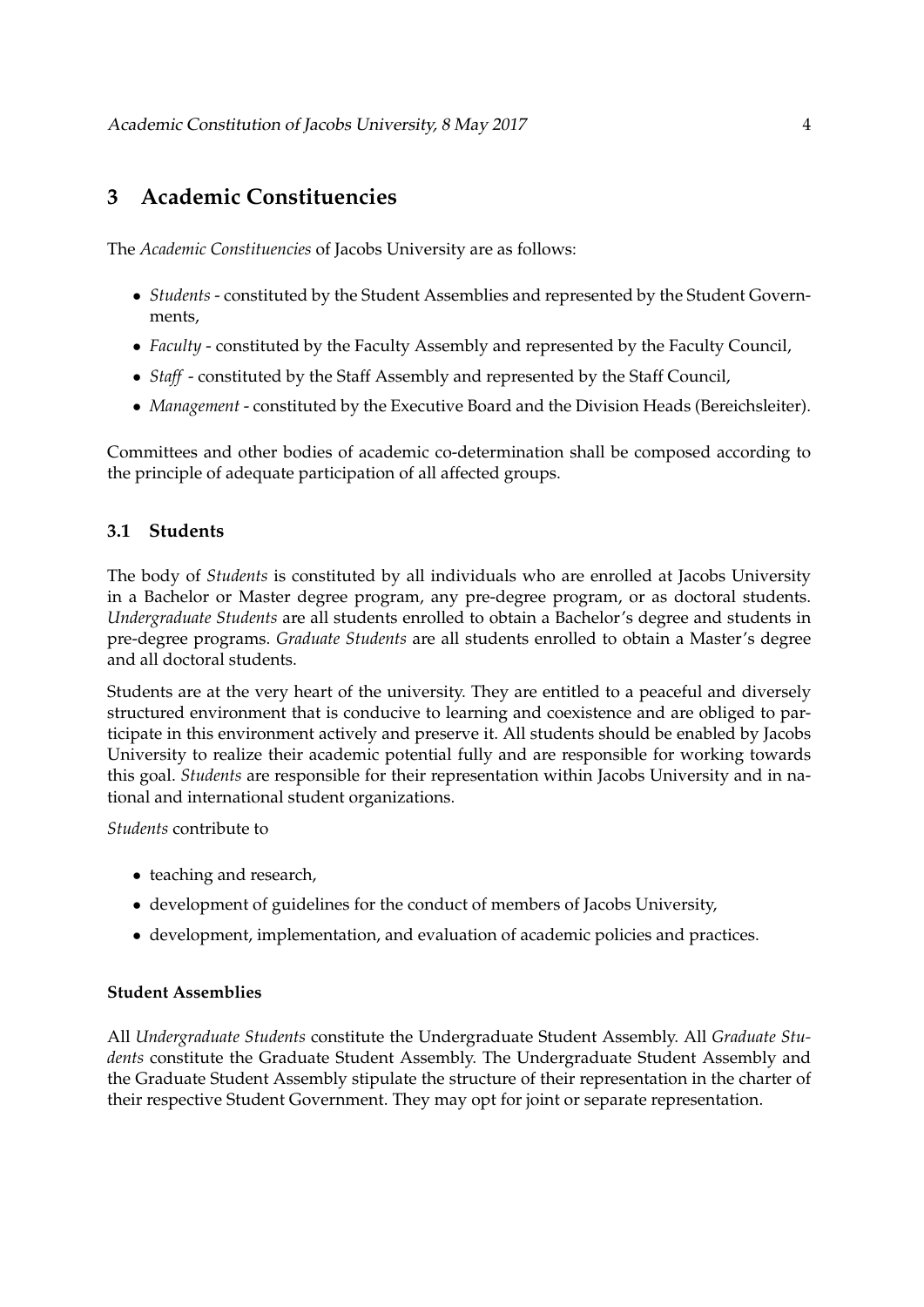## 3 Academic Constituencies

The *Academic Constituencies* of Jacobs University are as follows:

- *Students* - constituted by the Student Assemblies and represented by the Student Governments,
- *Faculty* - constituted by the Faculty Assembly and represented by the Faculty Council,
- *Staff* - constituted by the Staff Assembly and represented by the Staff Council,
- *Management* - constituted by the Executive Board and the Division Heads (Bereichsleiter).

Committees and other bodies of academic co-determination shall be composed according to the principle of adequate participation of all affected groups.

### 3.1 Students

The body of *Students* is constituted by all individuals who are enrolled at Jacobs University in a Bachelor or Master degree program, any pre-degree program, or as doctoral students. *Undergraduate Students* are all students enrolled to obtain a Bachelor's degree and students in pre-degree programs. *Graduate Students* are all students enrolled to obtain a Master's degree and all doctoral students.

Students are at the very heart of the university. They are entitled to a peaceful and diversely structured environment that is conducive to learning and coexistence and are obliged to participate in this environment actively and preserve it. All students should be enabled by Jacobs University to realize their academic potential fully and are responsible for working towards this goal. *Students* are responsible for their representation within Jacobs University and in national and international student organizations.

*Students* contribute to

- teaching and research,
- development of guidelines for the conduct of members of Jacobs University,
- development, implementation, and evaluation of academic policies and practices.

**Student Assemblies**

All *Undergraduate Students* constitute the Undergraduate Student Assembly. All *Graduate Students* constitute the Graduate Student Assembly. The Undergraduate Student Assembly and the Graduate Student Assembly stipulate the structure of their representation in the charter of their respective Student Government. They may opt for joint or separate representation.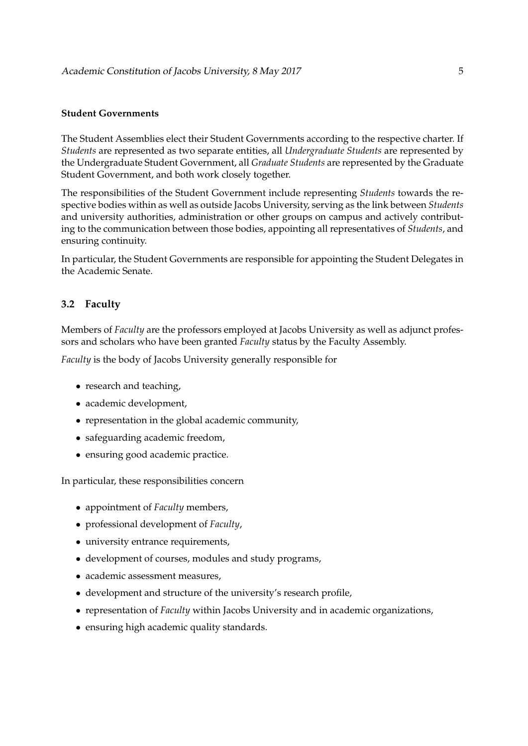**Student Governments**

The Student Assemblies elect their Student Governments according to the respective charter. If *Students* are represented as two separate entities, all *Undergraduate Students* are represented by the Undergraduate Student Government, all *Graduate Students* are represented by the Graduate Student Government, and both work closely together.

The responsibilities of the Student Government include representing *Students* towards the respective bodies within as well as outside Jacobs University, serving as the link between *Students* and university authorities, administration or other groups on campus and actively contributing to the communication between those bodies, appointing all representatives of *Students*, and ensuring continuity.

In particular, the Student Governments are responsible for appointing the Student Delegates in the Academic Senate.

## 3.2 Faculty

Members of *Faculty* are the professors employed at Jacobs University as well as adjunct professors and scholars who have been granted *Faculty* status by the Faculty Assembly.

*Faculty* is the body of Jacobs University generally responsible for

- research and teaching,
- academic development,
- representation in the global academic community,
- safeguarding academic freedom,
- ensuring good academic practice.

In particular, these responsibilities concern

- appointment of *Faculty* members,
- professional development of *Faculty*,
- university entrance requirements,
- development of courses, modules and study programs,
- academic assessment measures,
- development and structure of the university's research profile,
- representation of *Faculty* within Jacobs University and in academic organizations,
- ensuring high academic quality standards.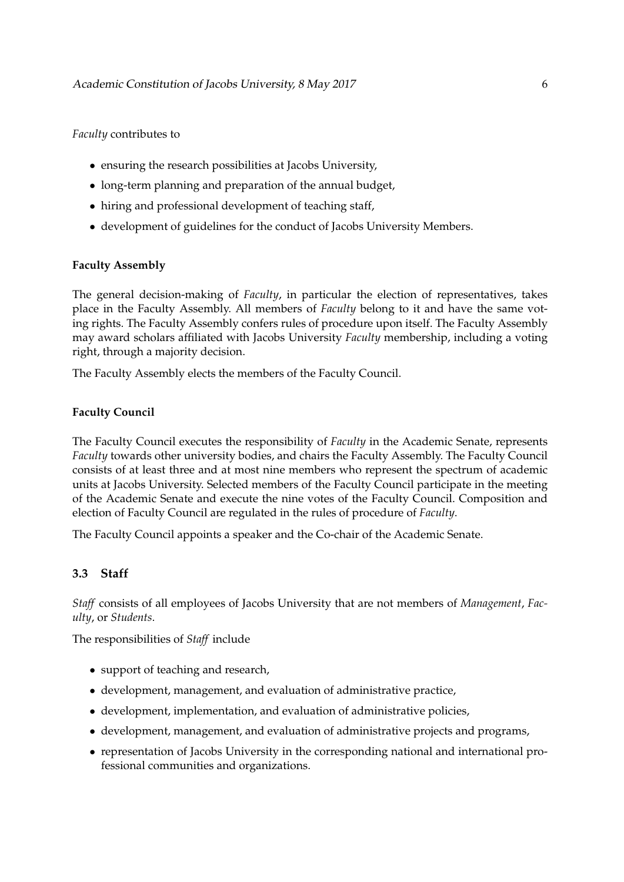*Faculty* contributes to

- ensuring the research possibilities at Jacobs University,
- long-term planning and preparation of the annual budget,
- hiring and professional development of teaching staff,
- development of guidelines for the conduct of Jacobs University Members.

**Faculty Assembly**

The general decision-making of *Faculty*, in particular the election of representatives, takes place in the Faculty Assembly. All members of *Faculty* belong to it and have the same voting rights. The Faculty Assembly confers rules of procedure upon itself. The Faculty Assembly may award scholars affiliated with Jacobs University *Faculty* membership, including a voting right, through a majority decision.

The Faculty Assembly elects the members of the Faculty Council.

**Faculty Council**

The Faculty Council executes the responsibility of *Faculty* in the Academic Senate, represents *Faculty* towards other university bodies, and chairs the Faculty Assembly. The Faculty Council consists of at least three and at most nine members who represent the spectrum of academic units at Jacobs University. Selected members of the Faculty Council participate in the meeting of the Academic Senate and execute the nine votes of the Faculty Council. Composition and election of Faculty Council are regulated in the rules of procedure of *Faculty*.

The Faculty Council appoints a speaker and the Co-chair of the Academic Senate.

## 3.3 Staff

*Staff* consists of all employees of Jacobs University that are not members of *Management*, *Faculty*, or *Students*.

The responsibilities of *Staff* include

- support of teaching and research,
- development, management, and evaluation of administrative practice,
- development, implementation, and evaluation of administrative policies,
- development, management, and evaluation of administrative projects and programs,
- representation of Jacobs University in the corresponding national and international professional communities and organizations.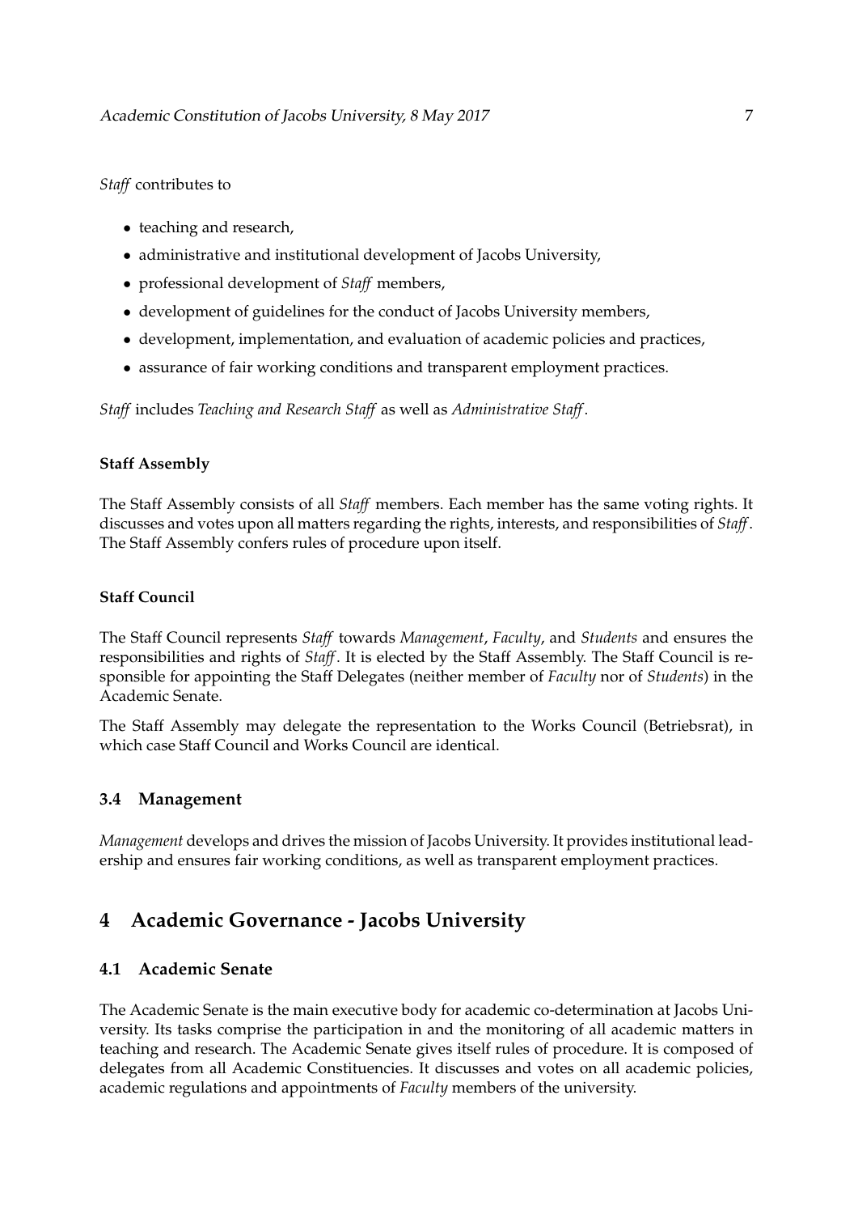*Staff* contributes to

- teaching and research,
- administrative and institutional development of Jacobs University,
- professional development of *Staff* members,
- development of guidelines for the conduct of Jacobs University members,
- development, implementation, and evaluation of academic policies and practices,
- assurance of fair working conditions and transparent employment practices.

*Staff* includes *Teaching and Research Staff* as well as *Administrative Staff*.

#### Staff Assembly

The Staff Assembly consists of all *Staff* members. Each member has the same voting rights. It discusses and votes upon all matters regarding the rights, interests, and responsibilities of *Staff*. The Staff Assembly confers rules of procedure upon itself.

#### Staff Council

The Staff Council represents *Staff* towards *Management*, *Faculty*, and *Students* and ensures the responsibilities and rights of *Staff*. It is elected by the Staff Assembly. The Staff Council is responsible for appointing the Staff Delegates (neither member of *Faculty* nor of *Students*) in the Academic Senate.

The Staff Assembly may delegate the representation to the Works Council (Betriebsrat), in which case Staff Council and Works Council are identical.

### 3.4 Management

*Management* develops and drives the mission of Jacobs University. It provides institutional leadership and ensures fair working conditions, as well as transparent employment practices.

## 4 Academic Governance - Jacobs University

### 4.1 Academic Senate

The Academic Senate is the main executive body for academic co-determination at Jacobs University. Its tasks comprise the participation in and the monitoring of all academic matters in teaching and research. The Academic Senate gives itself rules of procedure. It is composed of delegates from all Academic Constituencies. It discusses and votes on all academic policies, academic regulations and appointments of *Faculty* members of the university.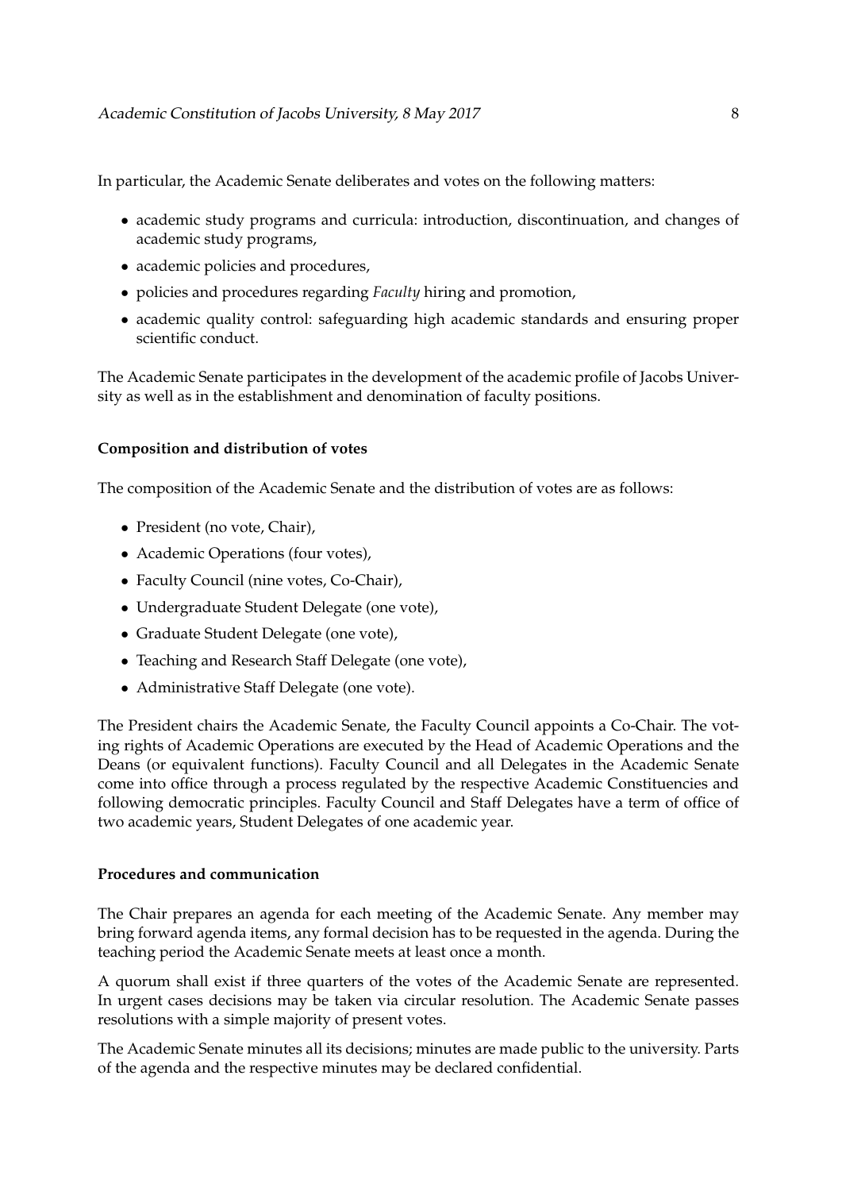In particular, the Academic Senate deliberates and votes on the following matters:

- academic study programs and curricula: introduction, discontinuation, and changes of academic study programs,
- academic policies and procedures,
- policies and procedures regarding *Faculty* hiring and promotion,
- academic quality control: safeguarding high academic standards and ensuring proper scientific conduct.

The Academic Senate participates in the development of the academic profile of Jacobs University as well as in the establishment and denomination of faculty positions.

#### Composition and distribution of votes

The composition of the Academic Senate and the distribution of votes are as follows:

- President (no vote, Chair),
- Academic Operations (four votes),
- Faculty Council (nine votes, Co-Chair),
- Undergraduate Student Delegate (one vote),
- Graduate Student Delegate (one vote),
- Teaching and Research Staff Delegate (one vote),
- Administrative Staff Delegate (one vote).

The President chairs the Academic Senate, the Faculty Council appoints a Co-Chair. The voting rights of Academic Operations are executed by the Head of Academic Operations and the Deans (or equivalent functions). Faculty Council and all Delegates in the Academic Senate come into office through a process regulated by the respective Academic Constituencies and following democratic principles. Faculty Council and Staff Delegates have a term of office of two academic years, Student Delegates of one academic year.

#### Procedures and communication

The Chair prepares an agenda for each meeting of the Academic Senate. Any member may bring forward agenda items, any formal decision has to be requested in the agenda. During the teaching period the Academic Senate meets at least once a month.

A quorum shall exist if three quarters of the votes of the Academic Senate are represented. In urgent cases decisions may be taken via circular resolution. The Academic Senate passes resolutions with a simple majority of present votes.

The Academic Senate minutes all its decisions; minutes are made public to the university. Parts of the agenda and the respective minutes may be declared confidential.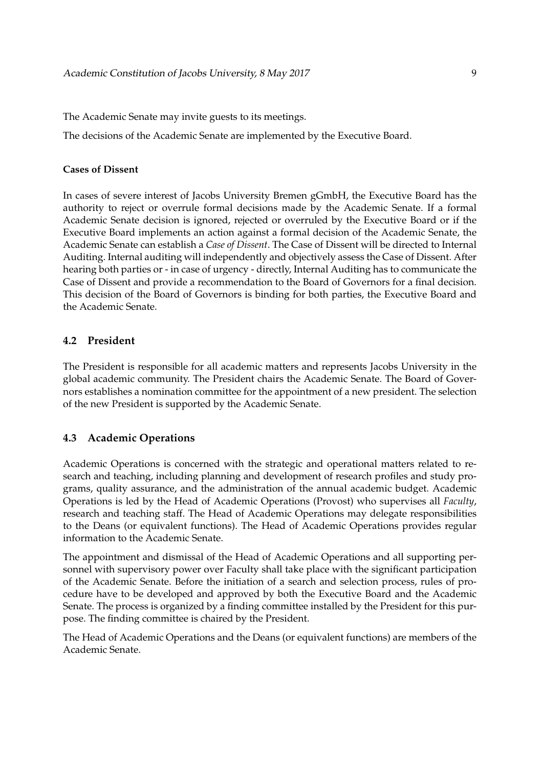The Academic Senate may invite guests to its meetings.

The decisions of the Academic Senate are implemented by the Executive Board.

**Cases of Dissent**

In cases of severe interest of Jacobs University Bremen gGmbH, the Executive Board has the authority to reject or overrule formal decisions made by the Academic Senate. If a formal Academic Senate decision is ignored, rejected or overruled by the Executive Board or if the Executive Board implements an action against a formal decision of the Academic Senate, the Academic Senate can establish a *Case of Dissent*. The Case of Dissent will be directed to Internal Auditing. Internal auditing will independently and objectively assess the Case of Dissent. After hearing both parties or - in case of urgency - directly, Internal Auditing has to communicate the Case of Dissent and provide a recommendation to the Board of Governors for a final decision. This decision of the Board of Governors is binding for both parties, the Executive Board and the Academic Senate.

## 4.2 President

The President is responsible for all academic matters and represents Jacobs University in the global academic community. The President chairs the Academic Senate. The Board of Governors establishes a nomination committee for the appointment of a new president. The selection of the new President is supported by the Academic Senate.

## 4.3 Academic Operations

Academic Operations is concerned with the strategic and operational matters related to research and teaching, including planning and development of research profiles and study programs, quality assurance, and the administration of the annual academic budget. Academic Operations is led by the Head of Academic Operations (Provost) who supervises all *Faculty*, research and teaching staff. The Head of Academic Operations may delegate responsibilities to the Deans (or equivalent functions). The Head of Academic Operations provides regular information to the Academic Senate.

The appointment and dismissal of the Head of Academic Operations and all supporting personnel with supervisory power over Faculty shall take place with the significant participation of the Academic Senate. Before the initiation of a search and selection process, rules of procedure have to be developed and approved by both the Executive Board and the Academic Senate. The process is organized by a finding committee installed by the President for this purpose. The finding committee is chaired by the President.

The Head of Academic Operations and the Deans (or equivalent functions) are members of the Academic Senate.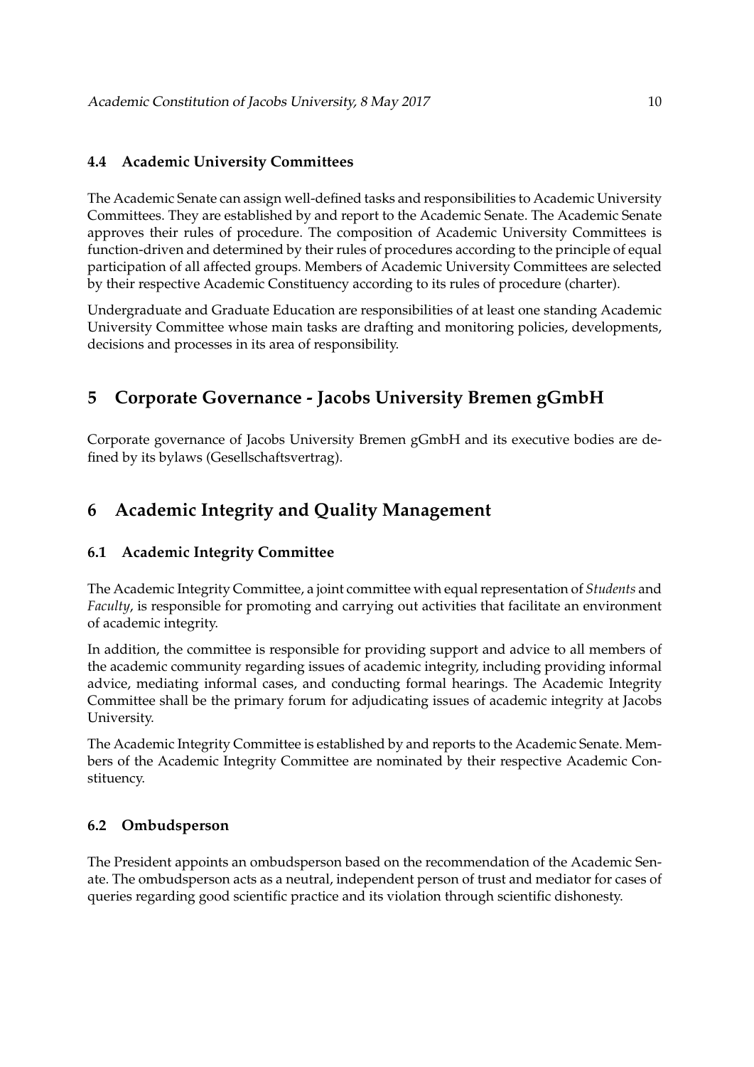### 4.4 Academic University Committees

The Academic Senate can assign well-defined tasks and responsibilities to Academic University Committees. They are established by and report to the Academic Senate. The Academic Senate approves their rules of procedure. The composition of Academic University Committees is function-driven and determined by their rules of procedures according to the principle of equal participation of all affected groups. Members of Academic University Committees are selected by their respective Academic Constituency according to its rules of procedure (charter).

Undergraduate and Graduate Education are responsibilities of at least one standing Academic University Committee whose main tasks are drafting and monitoring policies, developments, decisions and processes in its area of responsibility.

## 5 Corporate Governance - Jacobs University Bremen gGmbH

Corporate governance of Jacobs University Bremen gGmbH and its executive bodies are defined by its bylaws (Gesellschaftsvertrag).

## 6 Academic Integrity and Quality Management

### 6.1 Academic Integrity Committee

The Academic Integrity Committee, a joint committee with equal representation of *Students* and *Faculty*, is responsible for promoting and carrying out activities that facilitate an environment of academic integrity.

In addition, the committee is responsible for providing support and advice to all members of the academic community regarding issues of academic integrity, including providing informal advice, mediating informal cases, and conducting formal hearings. The Academic Integrity Committee shall be the primary forum for adjudicating issues of academic integrity at Jacobs University.

The Academic Integrity Committee is established by and reports to the Academic Senate. Members of the Academic Integrity Committee are nominated by their respective Academic Constituency.

### 6.2 Ombudsperson

The President appoints an ombudsperson based on the recommendation of the Academic Senate. The ombudsperson acts as a neutral, independent person of trust and mediator for cases of queries regarding good scientific practice and its violation through scientific dishonesty.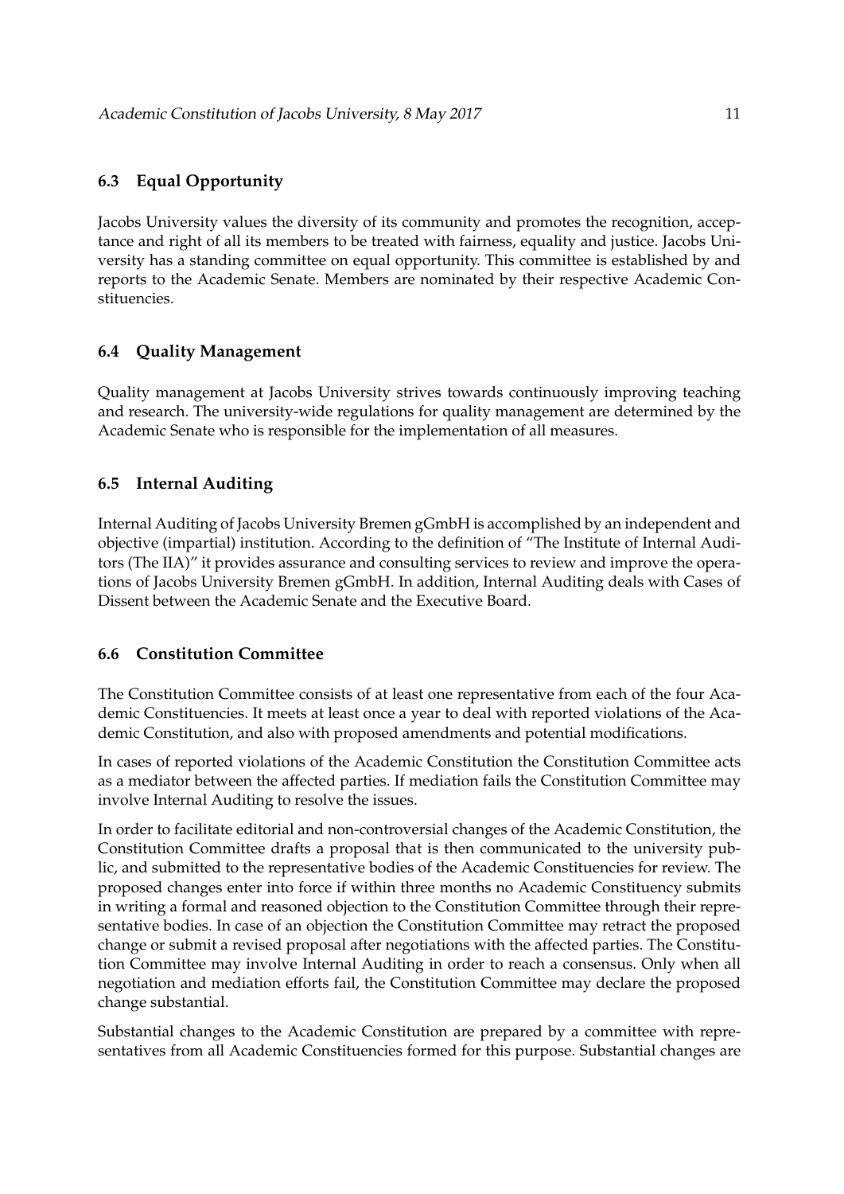### 6.3 Equal Opportunity

Jacobs University values the diversity of its community and promotes the recognition, acceptance and right of all its members to be treated with fairness, equality and justice. Jacobs University has a standing committee on equal opportunity. This committee is established by and reports to the Academic Senate. Members are nominated by their respective Academic Constituencies.

### 6.4 Quality Management

Quality management at Jacobs University strives towards continuously improving teaching and research. The university-wide regulations for quality management are determined by the Academic Senate who is responsible for the implementation of all measures.

### 6.5 Internal Auditing

Internal Auditing of Jacobs University Bremen gGmbH is accomplished by an independent and objective (impartial) institution. According to the definition of "The Institute of Internal Auditors (The IIA)" it provides assurance and consulting services to review and improve the operations of Jacobs University Bremen gGmbH. In addition, Internal Auditing deals with Cases of Dissent between the Academic Senate and the Executive Board.

### 6.6 Constitution Committee

The Constitution Committee consists of at least one representative from each of the four Academic Constituencies. It meets at least once a year to deal with reported violations of the Academic Constitution, and also with proposed amendments and potential modifications.

In cases of reported violations of the Academic Constitution the Constitution Committee acts as a mediator between the affected parties. If mediation fails the Constitution Committee may involve Internal Auditing to resolve the issues.

In order to facilitate editorial and non-controversial changes of the Academic Constitution, the Constitution Committee drafts a proposal that is then communicated to the university public, and submitted to the representative bodies of the Academic Constituencies for review. The proposed changes enter into force if within three months no Academic Constituency submits in writing a formal and reasoned objection to the Constitution Committee through their representative bodies. In case of an objection the Constitution Committee may retract the proposed change or submit a revised proposal after negotiations with the affected parties. The Constitution Committee may involve Internal Auditing in order to reach a consensus. Only when all negotiation and mediation efforts fail, the Constitution Committee may declare the proposed change substantial.

Substantial changes to the Academic Constitution are prepared by a committee with representatives from all Academic Constituencies formed for this purpose. Substantial changes are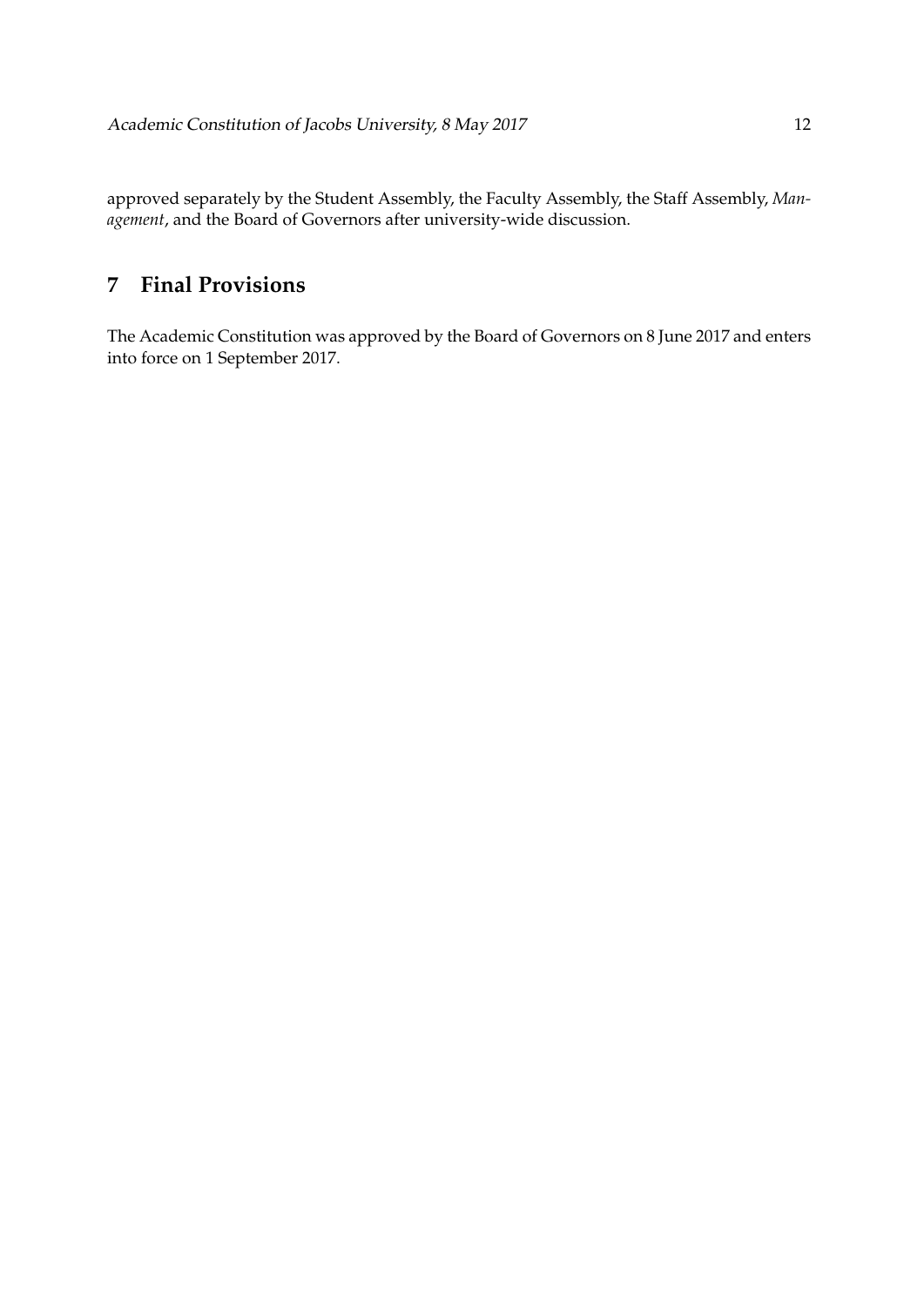approved separately by the Student Assembly, the Faculty Assembly, the Staff Assembly, *Management*, and the Board of Governors after university-wide discussion.

## 7 Final Provisions

The Academic Constitution was approved by the Board of Governors on 8 June 2017 and enters into force on 1 September 2017.